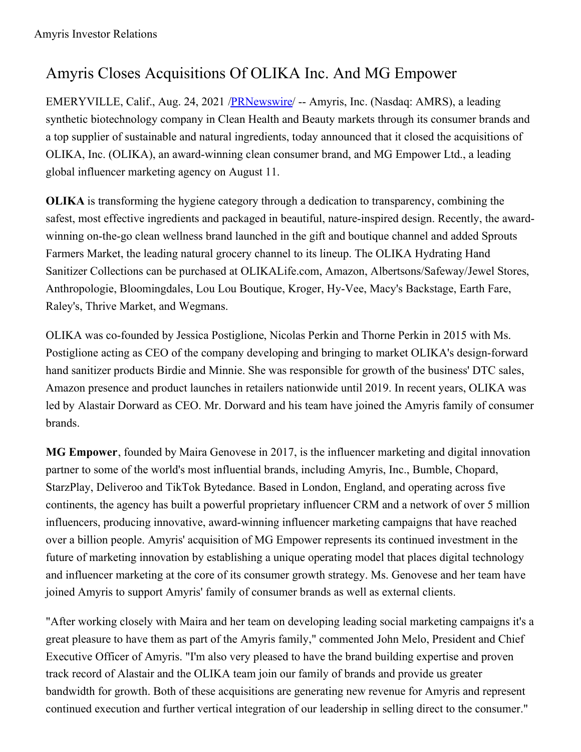Amyris Investor Relations

# Amyris Closes Acquisitions Of OLIKA Inc. And MG Empower

EMERYVILLE, Calif., Aug. 24, 2021 /PRNewswire/ -- Amyris, Inc. (Nasdaq: AMRS), a leading synthetic biotechnology company in Clean Health and Beauty markets through its consumer brands and a top supplier of sustainable and natural ingredients, today announced that it closed the acquisitions of OLIKA, Inc. (OLIKA), an award-winning clean consumer brand, and MG Empower Ltd., a leading global influencer marketing agency on August 11.

**OLIKA** is transforming the hygiene category through a dedication to transparency, combining the safest, most effective ingredients and packaged in beautiful, nature-inspired design. Recently, the award-winning on-the-go clean wellness brand launched in the gift and boutique channel and added Sprouts Farmers Market, the leading natural grocery channel to its lineup. The OLIKA Hydrating Hand Sanitizer Collections can be purchased at OLIKALife.com, Amazon, Albertsons/Safeway/Jewel Stores, Anthropologie, Bloomingdales, Lou Lou Boutique, Kroger, Hy-Vee, Macy's Backstage, Earth Fare, Raley's, Thrive Market, and Wegmans.

OLIKA was co-founded by Jessica Postiglione, Nicolas Perkin and Thorne Perkin in 2015 with Ms. Postiglione acting as CEO of the company developing and bringing to market OLIKA's design-forward hand sanitizer products Birdie and Minnie. She was responsible for growth of the business' DTC sales, Amazon presence and product launches in retailers nationwide until 2019. In recent years, OLIKA was led by Alastair Dorward as CEO. Mr. Dorward and his team have joined the Amyris family of consumer brands.

**MG Empower**, founded by Maira Genovese in 2017, is the influencer marketing and digital innovation partner to some of the world's most influential brands, including Amyris, Inc., Bumble, Chopard, StarzPlay, Deliveroo and TikTok Bytedance. Based in London, England, and operating across five continents, the agency has built a powerful proprietary influencer CRM and a network of over 5 million influencers, producing innovative, award-winning influencer marketing campaigns that have reached over a billion people. Amyris' acquisition of MG Empower represents its continued investment in the future of marketing innovation by establishing a unique operating model that places digital technology and influencer marketing at the core of its consumer growth strategy. Ms. Genovese and her team have joined Amyris to support Amyris' family of consumer brands as well as external clients.

"After working closely with Maira and her team on developing leading social marketing campaigns it's a great pleasure to have them as part of the Amyris family," commented John Melo, President and Chief Executive Officer of Amyris. "I'm also very pleased to have the brand building expertise and proven track record of Alastair and the OLIKA team join our family of brands and provide us greater bandwidth for growth. Both of these acquisitions are generating new revenue for Amyris and represent continued execution and further vertical integration of our leadership in selling direct to the consumer."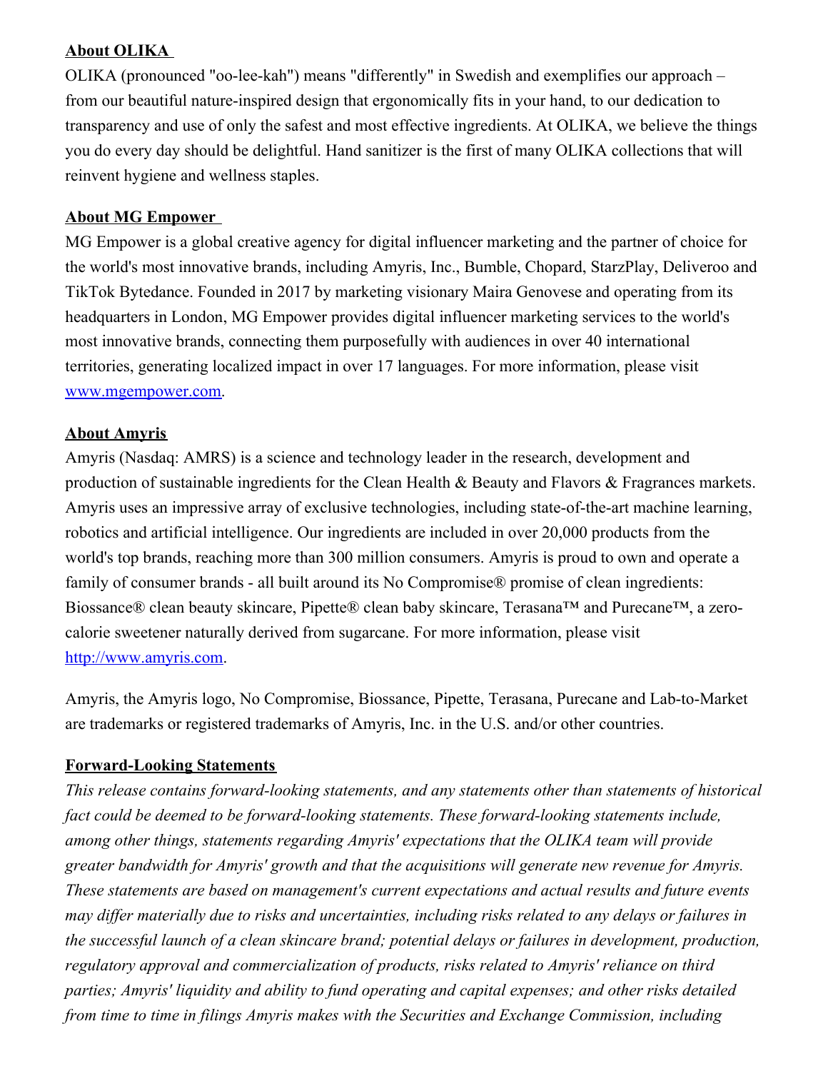### About OLIKA

OLIKA (pronounced "oo-lee-kah") means "differently" in Swedish and exemplifies our approach – from our beautiful nature-inspired design that ergonomically fits in your hand, to our dedication to transparency and use of only the safest and most effective ingredients. At OLIKA, we believe the things you do every day should be delightful. Hand sanitizer is the first of many OLIKA collections that will reinvent hygiene and wellness staples.

### About MG Empower

MG Empower is a global creative agency for digital influencer marketing and the partner of choice for the world's most innovative brands, including Amyris, Inc., Bumble, Chopard, StarzPlay, Deliveroo and TikTok Bytedance. Founded in 2017 by marketing visionary Maira Genovese and operating from its headquarters in London, MG Empower provides digital influencer marketing services to the world's most innovative brands, connecting them purposefully with audiences in over 40 international territories, generating localized impact in over 17 languages. For more information, please visit [www.mgempower.com](http://www.mgempower.com).

### About Amyris

Amyris (Nasdaq: AMRS) is a science and technology leader in the research, development and production of sustainable ingredients for the Clean Health & Beauty and Flavors & Fragrances markets. Amyris uses an impressive array of exclusive technologies, including state-of-the-art machine learning, robotics and artificial intelligence. Our ingredients are included in over 20,000 products from the world's top brands, reaching more than 300 million consumers. Amyris is proud to own and operate a family of consumer brands - all built around its No Compromise® promise of clean ingredients: Biossance® clean beauty skincare, Pipette® clean baby skincare, Terasana™ and Purecane™, a zero-calorie sweetener naturally derived from sugarcane. For more information, please visit [http://www.amyris.com](http://www.amyris.com).

Amyris, the Amyris logo, No Compromise, Biossance, Pipette, Terasana, Purecane and Lab-to-Market are trademarks or registered trademarks of Amyris, Inc. in the U.S. and/or other countries.

### Forward-Looking Statements

*This release contains forward-looking statements, and any statements other than statements of historical fact could be deemed to be forward-looking statements. These forward-looking statements include, among other things, statements regarding Amyris' expectations that the OLIKA team will provide greater bandwidth for Amyris' growth and that the acquisitions will generate new revenue for Amyris. These statements are based on management's current expectations and actual results and future events may differ materially due to risks and uncertainties, including risks related to any delays or failures in the successful launch of a clean skincare brand; potential delays or failures in development, production, regulatory approval and commercialization of products, risks related to Amyris' reliance on third parties; Amyris' liquidity and ability to fund operating and capital expenses; and other risks detailed from time to time in filings Amyris makes with the Securities and Exchange Commission, including*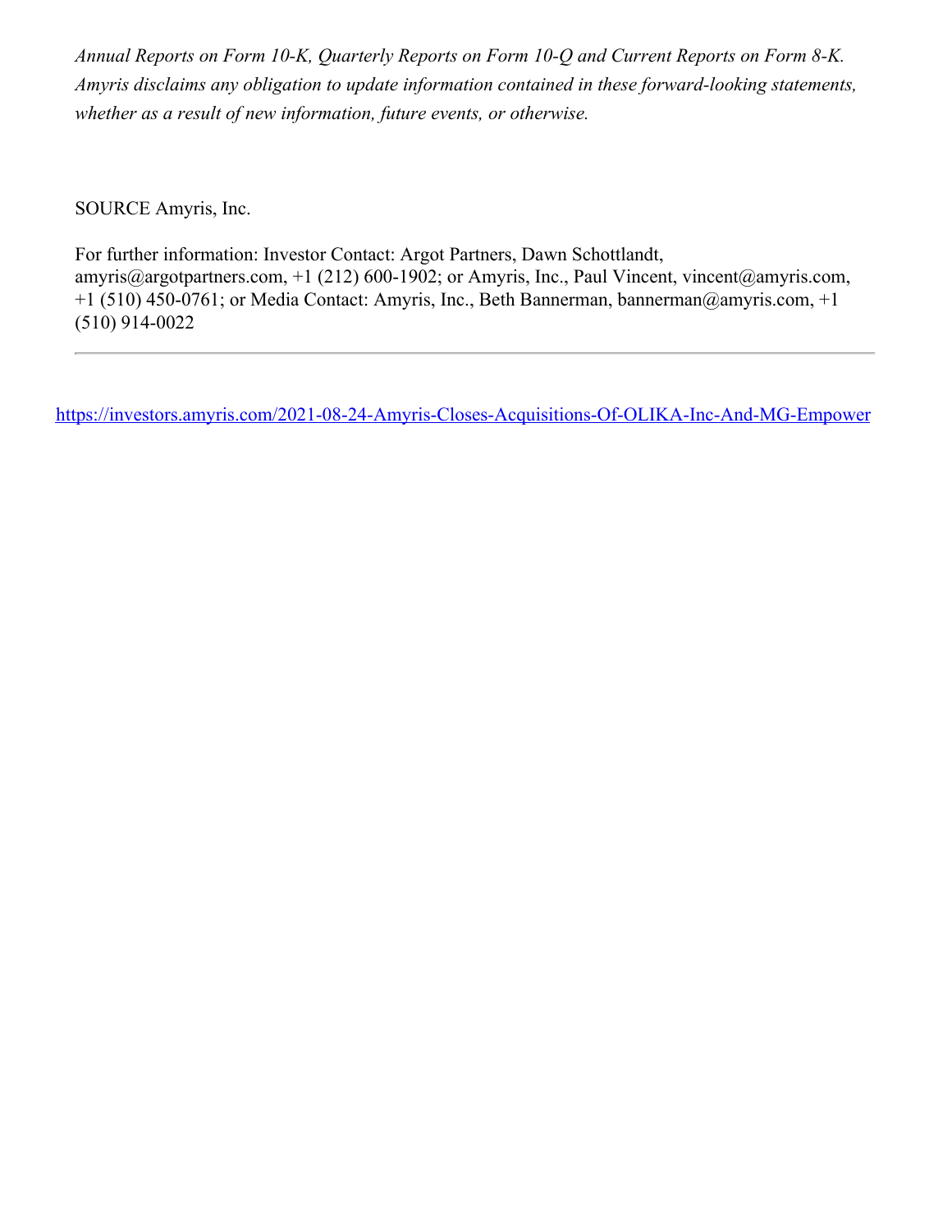*Annual Reports on Form 10-K, Quarterly Reports on Form 10-Q and Current Reports on Form 8-K. Amyris disclaims any obligation to update information contained in these forward-looking statements, whether as a result of new information, future events, or otherwise.*

SOURCE Amyris, Inc.

For further information: Investor Contact: Argot Partners, Dawn Schottlandt, amyris@argotpartners.com, +1 (212) 600-1902; or Amyris, Inc., Paul Vincent, vincent@amyris.com, +1 (510) 450-0761; or Media Contact: Amyris, Inc., Beth Bannerman, bannerman@amyris.com, +1 (510) 914-0022

---

https://investors.amyris.com/2021-08-24-Amyris-Closes-Acquisitions-Of-OLIKA-Inc-And-MG-Empower